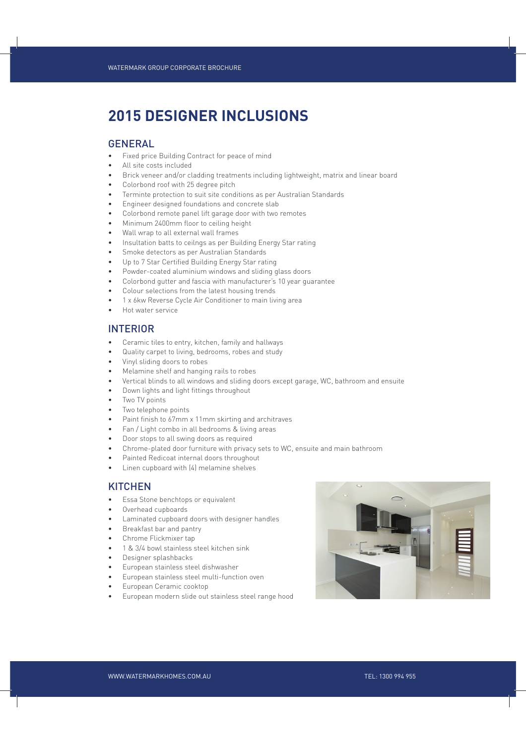# 2015 DESIGNER INCLUSIONS

## GENERAL

- Fixed price Building Contract for peace of mind
- All site costs included
- Brick veneer and/or cladding treatments including lightweight, matrix and linear board
- Colorbond roof with 25 degree pitch
- Terminte protection to suit site conditions as per Australian Standards
- Engineer designed foundations and concrete slab
- Colorbond remote panel lift garage door with two remotes
- Minimum 2400mm floor to ceiling height
- Wall wrap to all external wall frames
- Insultation batts to ceilngs as per Building Energy Star rating
- Smoke detectors as per Australian Standards
- Up to 7 Star Certified Building Energy Star rating
- Powder-coated aluminium windows and sliding glass doors
- Colorbond gutter and fascia with manufacturer's 10 year guarantee
- Colour selections from the latest housing trends
- 1 x 6kw Reverse Cycle Air Conditioner to main living area
- Hot water service

## INTERIOR

- Ceramic tiles to entry, kitchen, family and hallways
- Quality carpet to living, bedrooms, robes and study
- Vinyl sliding doors to robes
- Melamine shelf and hanging rails to robes
- Vertical blinds to all windows and sliding doors except garage, WC, bathroom and ensuite
- Down lights and light fittings throughout
- Two TV points
- Two telephone points
- Paint finish to 67mm x 11mm skirting and architraves
- Fan / Light combo in all bedrooms & living areas
- Door stops to all swing doors as required
- Chrome-plated door furniture with privacy sets to WC, ensuite and main bathroom
- Painted Redicoat internal doors throughout
- Linen cupboard with (4) melamine shelves

## KITCHEN

- Essa Stone benchtops or equivalent
- Overhead cupboards
- Laminated cupboard doors with designer handles
- Breakfast bar and pantry
- Chrome Flickmixer tap
- 1 & 3/4 bowl stainless steel kitchen sink
- Designer splashbacks
- European stainless steel dishwasher
- European stainless steel multi-function oven
- European Ceramic cooktop
- European modern slide out stainless steel range hood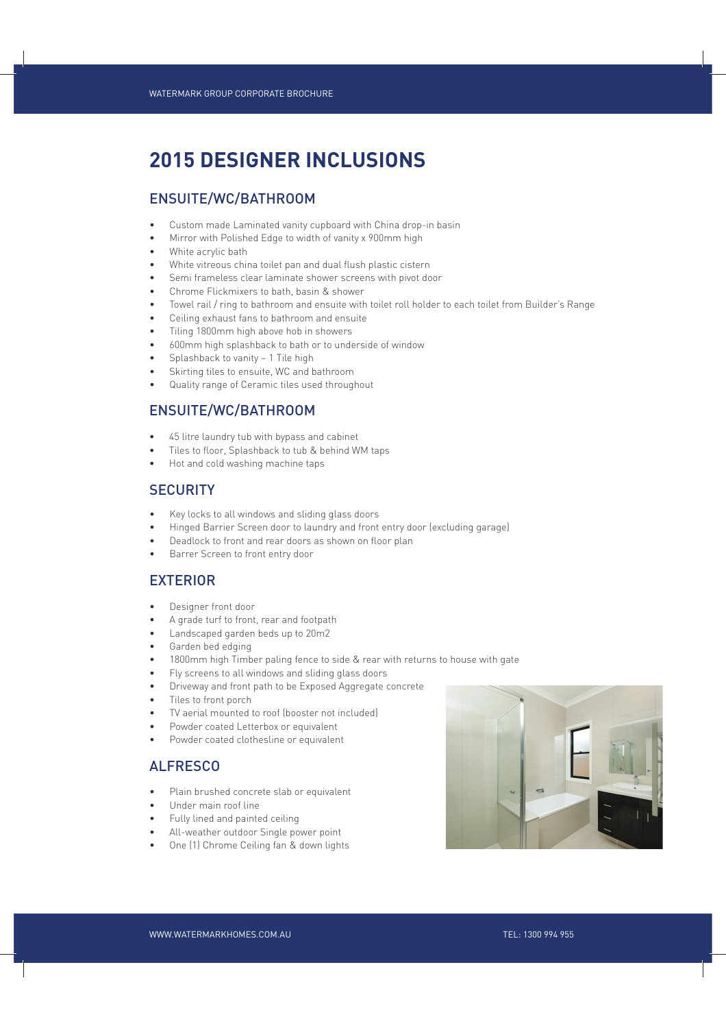# 2015 DESIGNER INCLUSIONS

## ENSUITE/WC/BATHROOM

- Custom made Laminated vanity cupboard with China drop-in basin
- Mirror with Polished Edge to width of vanity x 900mm high
- White acrylic bath
- White vitreous china toilet pan and dual flush plastic cistern
- Semi frameless clear laminate shower screens with pivot door
- Chrome Flickmixers to bath, basin & shower
- Towel rail / ring to bathroom and ensuite with toilet roll holder to each toilet from Builder's Range
- Ceiling exhaust fans to bathroom and ensuite
- Tiling 1800mm high above hob in showers
- 600mm high splashback to bath or to underside of window
- Splashback to vanity – 1 Tile high
- Skirting tiles to ensuite, WC and bathroom
- Quality range of Ceramic tiles used throughout

## ENSUITE/WC/BATHROOM

- 45 litre laundry tub with bypass and cabinet
- Tiles to floor, Splashback to tub & behind WM taps
- Hot and cold washing machine taps

## SECURITY

- Key locks to all windows and sliding glass doors
- Hinged Barrier Screen door to laundry and front entry door (excluding garage)
- Deadlock to front and rear doors as shown on floor plan
- Barrer Screen to front entry door

## EXTERIOR

- Designer front door
- A grade turf to front, rear and footpath
- Landscaped garden beds up to 20m2
- Garden bed edging
- 1800mm high Timber paling fence to side & rear with returns to house with gate
- Fly screens to all windows and sliding glass doors
- Driveway and front path to be Exposed Aggregate concrete
- Tiles to front porch
- TV aerial mounted to roof (booster not included)
- Powder coated Letterbox or equivalent
- Powder coated clothesline or equivalent

## ALFRESCO

- Plain brushed concrete slab or equivalent
- Under main roof line
- Fully lined and painted ceiling
- All-weather outdoor Single power point
- One (1) Chrome Ceiling fan & down lights